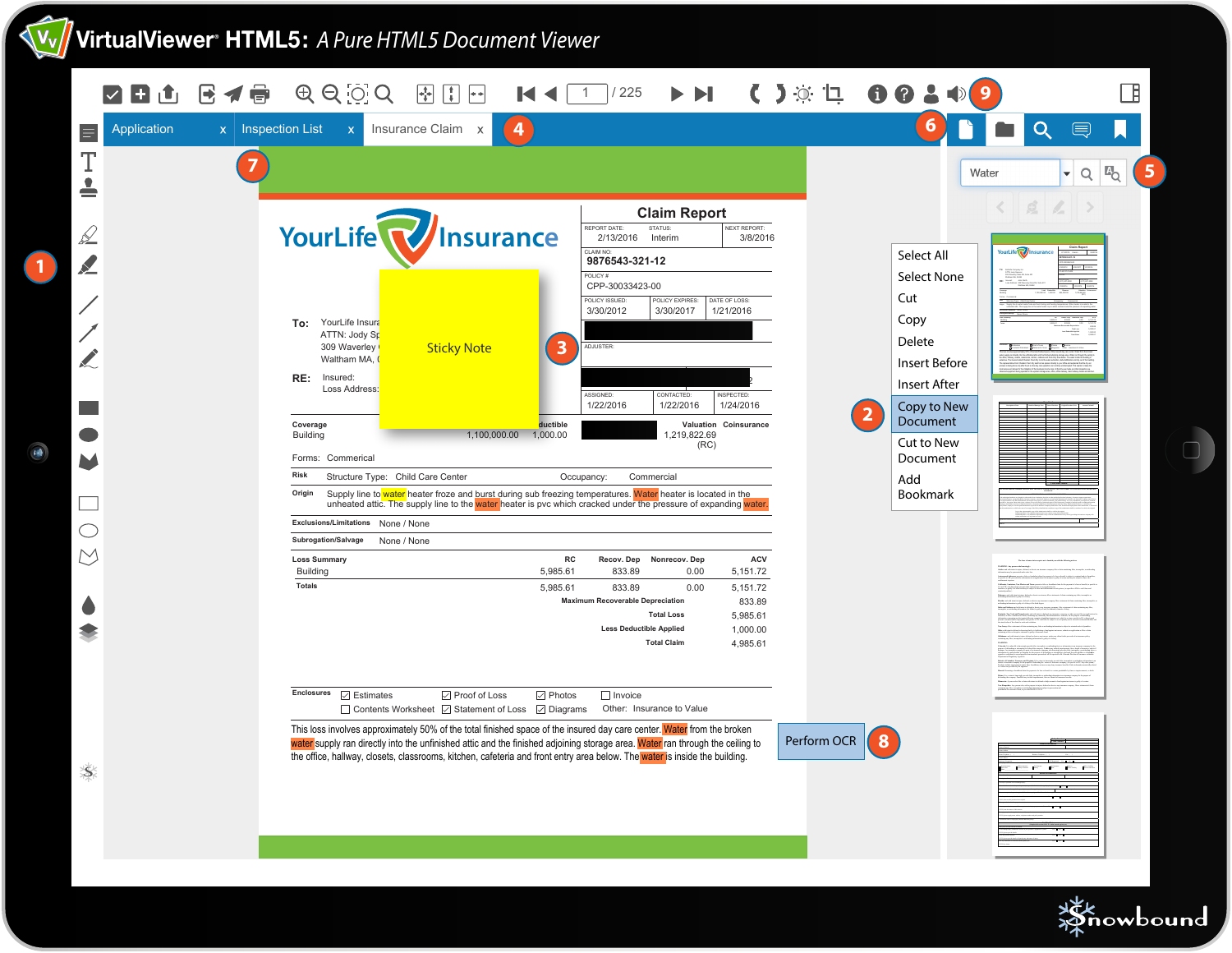# VirtualViewer® HTML5: *A Pure HTML5 Document Viewer*

1 / 225

Application | Inspection List | Insurance Claim

Water

Select All
Select None
Cut
Copy
Delete
Insert Before
Insert After
Copy to New Document
Cut to New Document
Add Bookmark

Perform OCR

## YourLife Insurance

Sticky Note

### Claim Report

| REPORT DATE: | STATUS: | NEXT REPORT: |
|---|---|---|
| 2/13/2016 | Interim | 3/8/2016 |

CLAIM NO: 9876543-321-12

POLICY #: CPP-30033423-00

| POLICY ISSUED: | POLICY EXPIRES: | DATE OF LOSS: |
|---|---|---|
| 3/30/2012 | 3/30/2017 | 1/21/2016 |

ADJUSTER:

| ASSIGNED: | CONTACTED: | INSPECTED: |
|---|---|---|
| 1/22/2016 | 1/22/2016 | 1/24/2016 |

**To:** YourLife Insura
ATTN: Jody Sp
309 Waverley
Waltham MA,

**RE:** Insured:
Loss Address:

| Coverage | | Deductible | | Valuation | Coinsurance |
|---|---|---|---|---|---|
| Building | 1,100,000.00 | 1,000.00 | | 1,219,822.69 (RC) | |

Forms: Commerical

**Risk** Structure Type: Child Care Center Occupancy: Commercial

**Origin** Supply line to water heater froze and burst during sub freezing temperatures. Water heater is located in the unheated attic. The supply line to the water heater is pvc which cracked under the pressure of expanding water.

**Exclusions/Limitations** None / None

**Subrogation/Salvage** None / None

| Loss Summary | RC | Recov. Dep | Nonrecov. Dep | ACV |
|---|---|---|---|---|
| Building | 5,985.61 | 833.89 | 0.00 | 5,151.72 |
| Totals | 5,985.61 | 833.89 | 0.00 | 5,151.72 |
| Maximum Recoverable Depreciation | | | | 833.89 |
| Total Loss | | | | 5,985.61 |
| Less Deductible Applied | | | | 1,000.00 |
| Total Claim | | | | 4,985.61 |

**Enclosures**
- [x] Estimates
- [x] Proof of Loss
- [x] Photos
- [ ] Invoice
- [ ] Contents Worksheet
- [x] Statement of Loss
- [x] Diagrams
- Other: Insurance to Value

This loss involves approximately 50% of the total finished space of the insured day care center. Water from the broken water supply ran directly into the unfinished attic and the finished adjoining storage area. Water ran through the ceiling to the office, hallway, closets, classrooms, kitchen, cafeteria and front entry area below. The water is inside the building.

Snowbound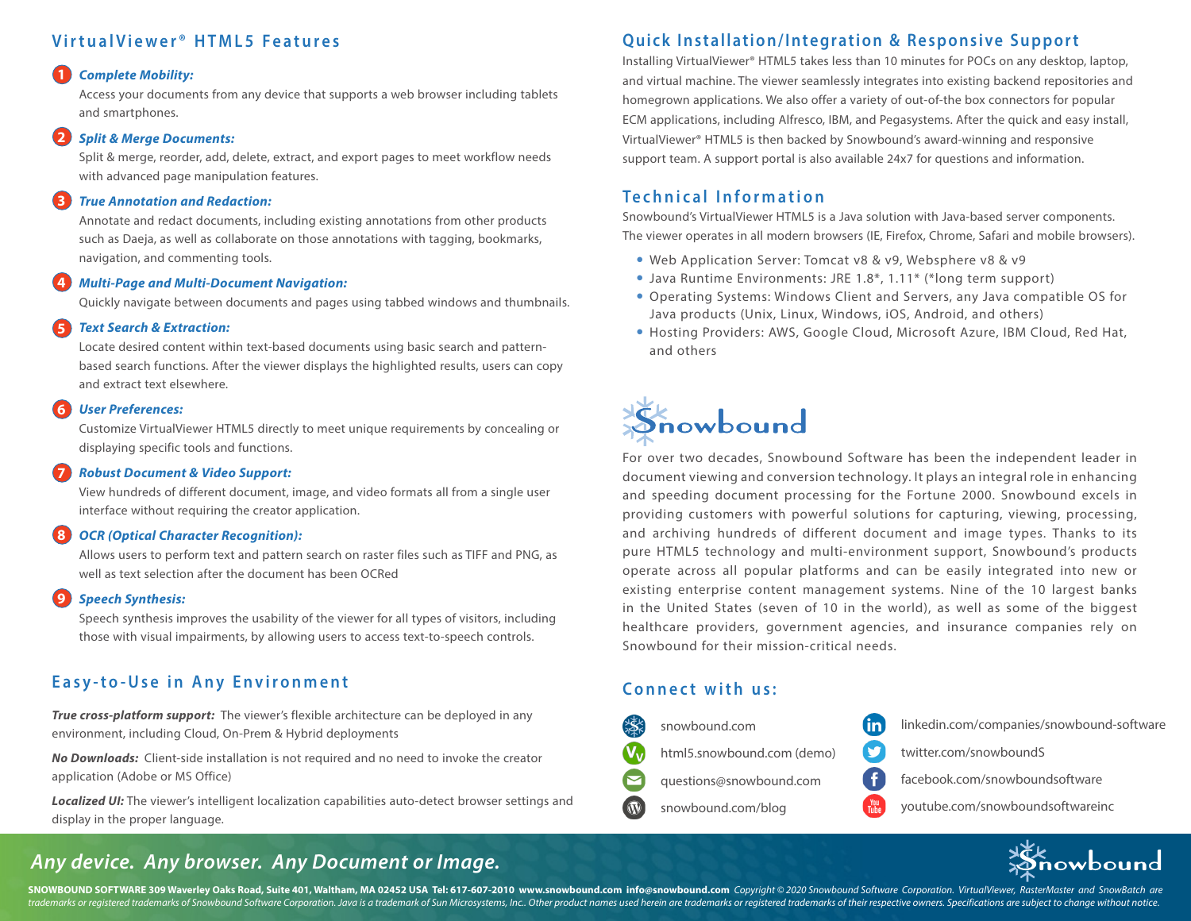## VirtualViewer® HTML5 Features

1. ***Complete Mobility:***
   Access your documents from any device that supports a web browser including tablets and smartphones.
2. ***Split & Merge Documents:***
   Split & merge, reorder, add, delete, extract, and export pages to meet workflow needs with advanced page manipulation features.
3. ***True Annotation and Redaction:***
   Annotate and redact documents, including existing annotations from other products such as Daeja, as well as collaborate on those annotations with tagging, bookmarks, navigation, and commenting tools.
4. ***Multi-Page and Multi-Document Navigation:***
   Quickly navigate between documents and pages using tabbed windows and thumbnails.
5. ***Text Search & Extraction:***
   Locate desired content within text-based documents using basic search and pattern-based search functions. After the viewer displays the highlighted results, users can copy and extract text elsewhere.
6. ***User Preferences:***
   Customize VirtualViewer HTML5 directly to meet unique requirements by concealing or displaying specific tools and functions.
7. ***Robust Document & Video Support:***
   View hundreds of different document, image, and video formats all from a single user interface without requiring the creator application.
8. ***OCR (Optical Character Recognition):***
   Allows users to perform text and pattern search on raster files such as TIFF and PNG, as well as text selection after the document has been OCRed
9. ***Speech Synthesis:***
   Speech synthesis improves the usability of the viewer for all types of visitors, including those with visual impairments, by allowing users to access text-to-speech controls.

## Easy-to-Use in Any Environment

***True cross-platform support:*** The viewer's flexible architecture can be deployed in any environment, including Cloud, On-Prem & Hybrid deployments

***No Downloads:*** Client-side installation is not required and no need to invoke the creator application (Adobe or MS Office)

***Localized UI:*** The viewer's intelligent localization capabilities auto-detect browser settings and display in the proper language.

## Quick Installation/Integration & Responsive Support

Installing VirtualViewer® HTML5 takes less than 10 minutes for POCs on any desktop, laptop, and virtual machine. The viewer seamlessly integrates into existing backend repositories and homegrown applications. We also offer a variety of out-of-the box connectors for popular ECM applications, including Alfresco, IBM, and Pegasystems. After the quick and easy install, VirtualViewer® HTML5 is then backed by Snowbound's award-winning and responsive support team. A support portal is also available 24x7 for questions and information.

## Technical Information

Snowbound's VirtualViewer HTML5 is a Java solution with Java-based server components. The viewer operates in all modern browsers (IE, Firefox, Chrome, Safari and mobile browsers).

- Web Application Server: Tomcat v8 & v9, Websphere v8 & v9
- Java Runtime Environments: JRE 1.8*, 1.11* (*long term support)
- Operating Systems: Windows Client and Servers, any Java compatible OS for Java products (Unix, Linux, Windows, iOS, Android, and others)
- Hosting Providers: AWS, Google Cloud, Microsoft Azure, IBM Cloud, Red Hat, and others

**Snowbound**

For over two decades, Snowbound Software has been the independent leader in document viewing and conversion technology. It plays an integral role in enhancing and speeding document processing for the Fortune 2000. Snowbound excels in providing customers with powerful solutions for capturing, viewing, processing, and archiving hundreds of different document and image types. Thanks to its pure HTML5 technology and multi-environment support, Snowbound's products operate across all popular platforms and can be easily integrated into new or existing enterprise content management systems. Nine of the 10 largest banks in the United States (seven of 10 in the world), as well as some of the biggest healthcare providers, government agencies, and insurance companies rely on Snowbound for their mission-critical needs.

## Connect with us:

- snowbound.com
- html5.snowbound.com (demo)
- questions@snowbound.com
- snowbound.com/blog
- linkedin.com/companies/snowbound-software
- twitter.com/snowboundS
- facebook.com/snowboundsoftware
- youtube.com/snowboundsoftwareinc

*Any device. Any browser. Any Document or Image.*

**Snowbound**

**SNOWBOUND SOFTWARE 309 Waverley Oaks Road, Suite 401, Waltham, MA 02452 USA Tel: 617-607-2010 www.snowbound.com info@snowbound.com** *Copyright © 2020 Snowbound Software Corporation. VirtualViewer, RasterMaster and SnowBatch are trademarks or registered trademarks of Snowbound Software Corporation. Java is a trademark of Sun Microsystems, Inc.. Other product names used herein are trademarks or registered trademarks of their respective owners. Specifications are subject to change without notice.*